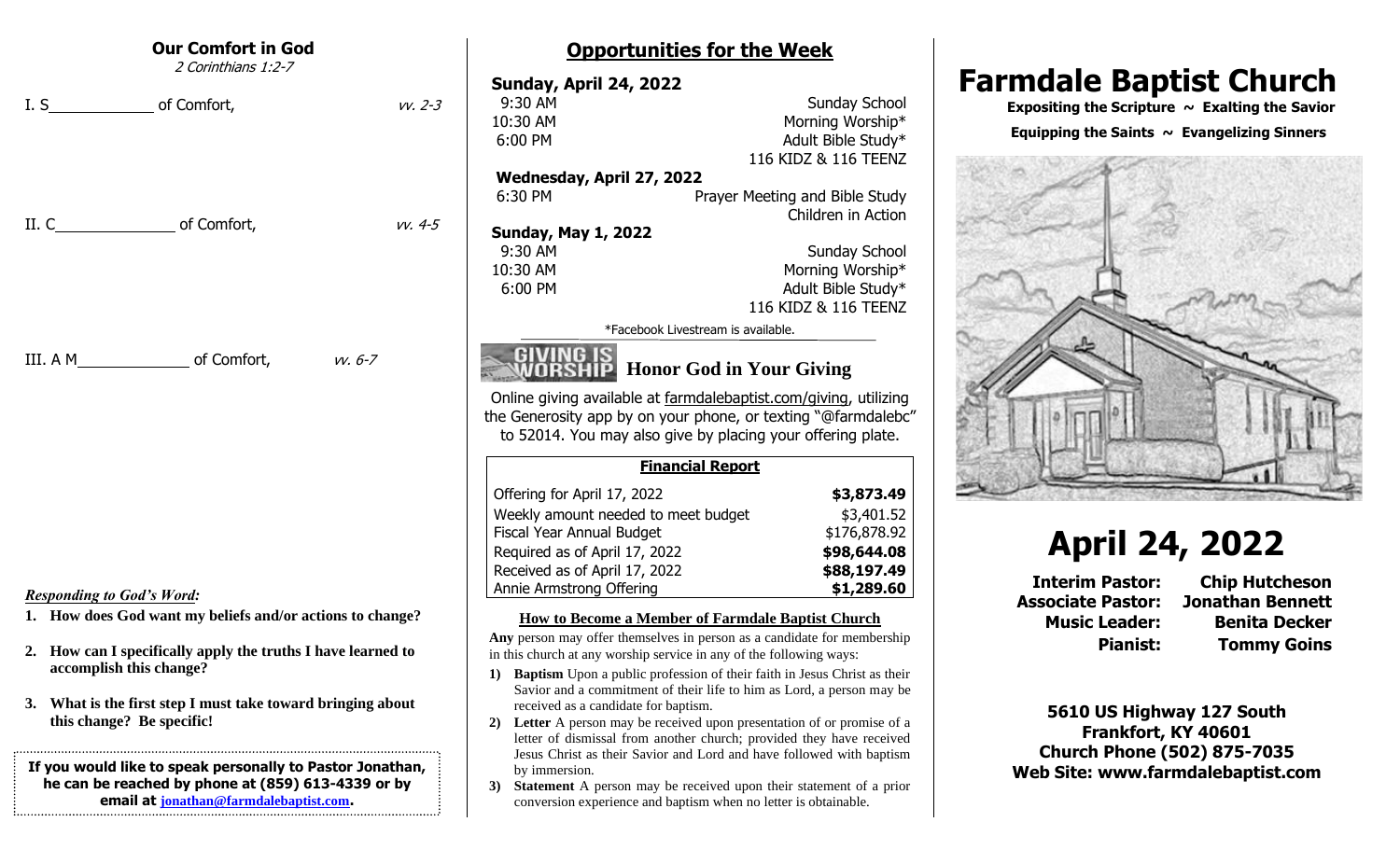## Our Comfort in God

*2 Corinthians 1:2-7*

I. S\_\_\_\_\_\_\_\_\_\_\_\_ of Comfort, *vv. 2-3*

II. C\_\_\_\_\_\_\_\_\_\_\_\_\_\_ of Comfort, *vv. 4-5*

III. A M\_\_\_\_\_\_\_\_\_\_\_\_\_ of Comfort, *vv. 6-7*

***Responding to God's Word:***

1. **How does God want my beliefs and/or actions to change?**
2. **How can I specifically apply the truths I have learned to accomplish this change?**
3. **What is the first step I must take toward bringing about this change? Be specific!**

**If you would like to speak personally to Pastor Jonathan, he can be reached by phone at (859) 613-4339 or by email at jonathan@farmdalebaptist.com.**

## Opportunities for the Week

**Sunday, April 24, 2022**

| | |
|---|---|
| 9:30 AM | Sunday School |
| 10:30 AM | Morning Worship* |
| 6:00 PM | Adult Bible Study* |
| | 116 KIDZ & 116 TEENZ |

**Wednesday, April 27, 2022**

| | |
|---|---|
| 6:30 PM | Prayer Meeting and Bible Study |
| | Children in Action |

**Sunday, May 1, 2022**

| | |
|---|---|
| 9:30 AM | Sunday School |
| 10:30 AM | Morning Worship* |
| 6:00 PM | Adult Bible Study* |
| | 116 KIDZ & 116 TEENZ |

*Facebook Livestream is available.

### GIVING IS WORSHIP — Honor God in Your Giving

Online giving available at farmdalebaptist.com/giving, utilizing the Generosity app by on your phone, or texting "@farmdalebc" to 52014. You may also give by placing your offering plate.

| Financial Report | |
|---|---|
| Offering for April 17, 2022 | **$3,873.49** |
| Weekly amount needed to meet budget | $3,401.52 |
| Fiscal Year Annual Budget | $176,878.92 |
| Required as of April 17, 2022 | **$98,644.08** |
| Received as of April 17, 2022 | **$88,197.49** |
| Annie Armstrong Offering | **$1,289.60** |

### How to Become a Member of Farmdale Baptist Church

**Any** person may offer themselves in person as a candidate for membership in this church at any worship service in any of the following ways:

1) **Baptism** Upon a public profession of their faith in Jesus Christ as their Savior and a commitment of their life to him as Lord, a person may be received as a candidate for baptism.
2) **Letter** A person may be received upon presentation of or promise of a letter of dismissal from another church; provided they have received Jesus Christ as their Savior and Lord and have followed with baptism by immersion.
3) **Statement** A person may be received upon their statement of a prior conversion experience and baptism when no letter is obtainable.

# Farmdale Baptist Church

**Expositing the Scripture ~ Exalting the Savior**

**Equipping the Saints ~ Evangelizing Sinners**

# April 24, 2022

| | |
|---|---|
| **Interim Pastor:** | **Chip Hutcheson** |
| **Associate Pastor:** | **Jonathan Bennett** |
| **Music Leader:** | **Benita Decker** |
| **Pianist:** | **Tommy Goins** |

**5610 US Highway 127 South**
**Frankfort, KY 40601**
**Church Phone (502) 875-7035**
**Web Site: www.farmdalebaptist.com**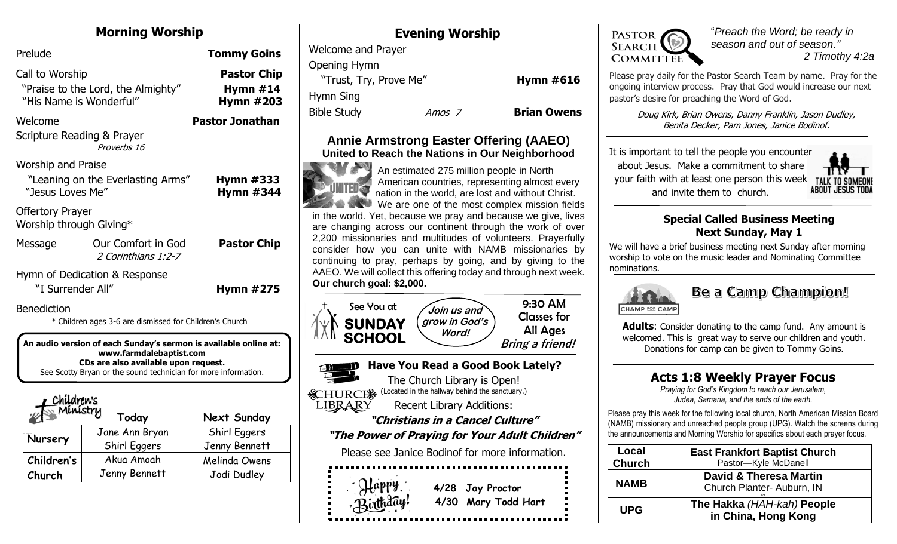## Morning Worship

| | | |
|---|---|---|
| Prelude | | **Tommy Goins** |
| Call to Worship | | **Pastor Chip** |
| "Praise to the Lord, the Almighty" | | **Hymn #14** |
| "His Name is Wonderful" | | **Hymn #203** |
| Welcome | | **Pastor Jonathan** |
| Scripture Reading & Prayer | *Proverbs 16* | |
| Worship and Praise | | |
| "Leaning on the Everlasting Arms" | | **Hymn #333** |
| "Jesus Loves Me" | | **Hymn #344** |
| Offertory Prayer | | |
| Worship through Giving* | | |
| Message | Our Comfort in God *2 Corinthians 1:2-7* | **Pastor Chip** |
| Hymn of Dedication & Response | | |
| "I Surrender All" | | **Hymn #275** |
| Benediction | | |

\* Children ages 3-6 are dismissed for Children's Church

**An audio version of each Sunday's sermon is available online at: www.farmdalebaptist.com**
**CDs are also available upon request.**
See Scotty Bryan or the sound technician for more information.

### Children's Ministry

| | Today | Next Sunday |
|---|---|---|
| **Nursery** | Jane Ann Bryan<br>Shirl Eggers | Shirl Eggers<br>Jenny Bennett |
| **Children's Church** | Akua Amoah<br>Jenny Bennett | Melinda Owens<br>Jodi Dudley |

## Evening Worship

| | | |
|---|---|---|
| Welcome and Prayer | | |
| Opening Hymn | | |
| "Trust, Try, Prove Me" | | **Hymn #616** |
| Hymn Sing | | |
| Bible Study | *Amos 7* | **Brian Owens** |

### Annie Armstrong Easter Offering (AAEO)
**United to Reach the Nations in Our Neighborhood**

An estimated 275 million people in North American countries, representing almost every nation in the world, are lost and without Christ. We are one of the most complex mission fields in the world. Yet, because we pray and because we give, lives are changing across our continent through the work of over 2,200 missionaries and multitudes of volunteers. Prayerfully consider how you can unite with NAMB missionaries by continuing to pray, perhaps by going, and by giving to the AAEO. We will collect this offering today and through next week. **Our church goal: $2,000.**

See You at **SUNDAY SCHOOL** — *Join us and grow in God's Word!* — 9:30 AM Classes for All Ages — *Bring a friend!*

### Have You Read a Good Book Lately?

The Church Library is Open!
(Located in the hallway behind the sanctuary.)

Recent Library Additions:

***"Christians in a Cancel Culture"***

***"The Power of Praying for Your Adult Children"***

Please see Janice Bodinof for more information.

Happy Birthday!
**4/28 Jay Proctor**
**4/30 Mary Todd Hart**

### Pastor Search Committee

*"Preach the Word; be ready in season and out of season."*
*2 Timothy 4:2a*

Please pray daily for the Pastor Search Team by name. Pray for the ongoing interview process. Pray that God would increase our next pastor's desire for preaching the Word of God.

*Doug Kirk, Brian Owens, Danny Franklin, Jason Dudley, Benita Decker, Pam Jones, Janice Bodinof.*

It is important to tell the people you encounter about Jesus. Make a commitment to share your faith with at least one person this week and invite them to church.

TALK TO SOMEONE ABOUT JESUS TODAY

### Special Called Business Meeting
**Next Sunday, May 1**

We will have a brief business meeting next Sunday after morning worship to vote on the music leader and Nominating Committee nominations.

### Be a Camp Champion!

CHAMP FOR CAMP

**Adults**: Consider donating to the camp fund. Any amount is welcomed. This is great way to serve our children and youth. Donations for camp can be given to Tommy Goins.

### Acts 1:8 Weekly Prayer Focus

*Praying for God's Kingdom to reach our Jerusalem, Judea, Samaria, and the ends of the earth.*

Please pray this week for the following local church, North American Mission Board (NAMB) missionary and unreached people group (UPG). Watch the screens during the announcements and Morning Worship for specifics about each prayer focus.

| | |
|---|---|
| **Local Church** | **East Frankfort Baptist Church**<br>Pastor—Kyle McDanell |
| **NAMB** | **David & Theresa Martin**<br>Church Planter- Auburn, IN |
| **UPG** | **The Hakka** *(HAH-kah)* **People in China, Hong Kong** |